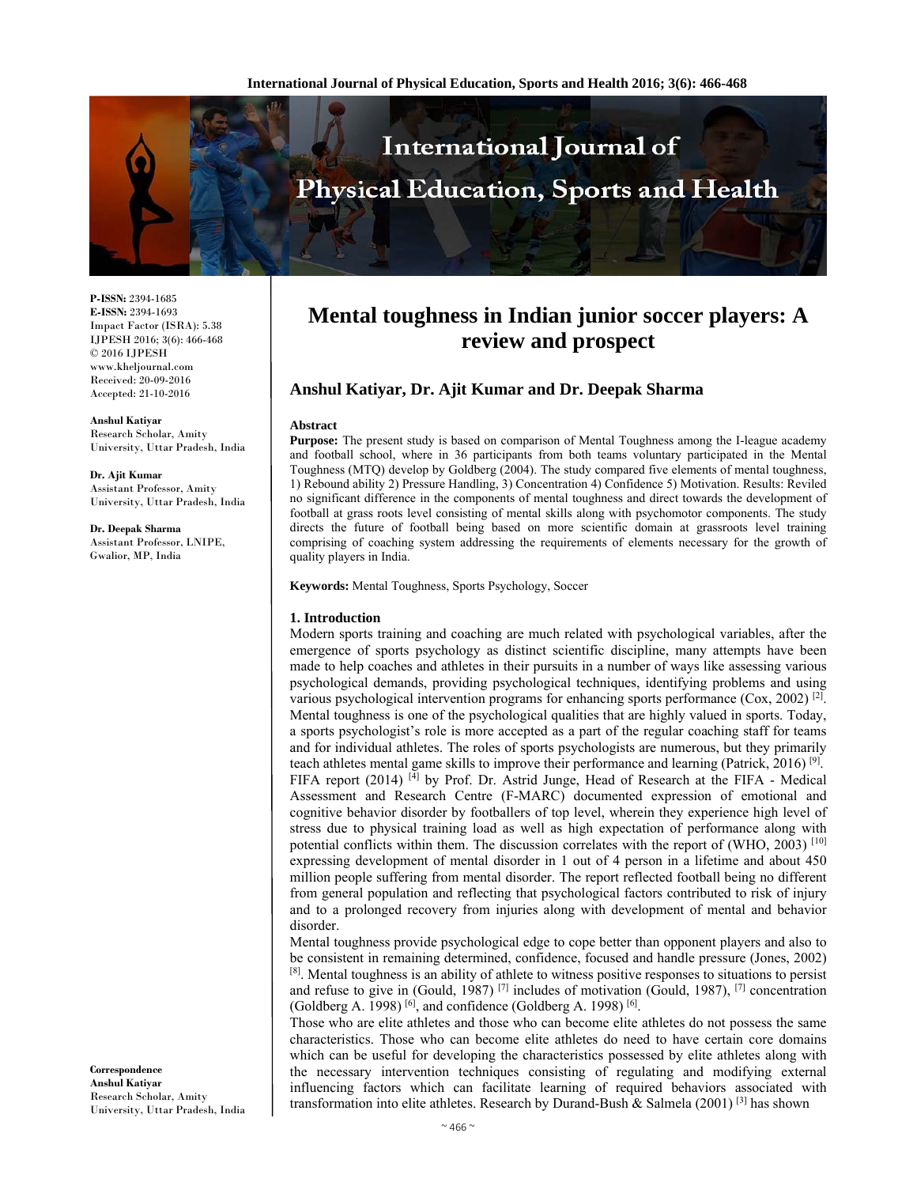**P-ISSN:** 2394-1685
**E-ISSN:** 2394-1693
Impact Factor (ISRA): 5.38
IJPESH 2016; 3(6): 466-468
© 2016 IJPESH
www.kheljournal.com
Received: 20-09-2016
Accepted: 21-10-2016

**Anshul Katiyar**
Research Scholar, Amity University, Uttar Pradesh, India

**Dr. Ajit Kumar**
Assistant Professor, Amity University, Uttar Pradesh, India

**Dr. Deepak Sharma**
Assistant Professor, LNIPE, Gwalior, MP, India

**Correspondence**
**Anshul Katiyar**
Research Scholar, Amity University, Uttar Pradesh, India

# Mental toughness in Indian junior soccer players: A review and prospect

## Anshul Katiyar, Dr. Ajit Kumar and Dr. Deepak Sharma

### Abstract

**Purpose:** The present study is based on comparison of Mental Toughness among the I-league academy and football school, where in 36 participants from both teams voluntary participated in the Mental Toughness (MTQ) develop by Goldberg (2004). The study compared five elements of mental toughness, 1) Rebound ability 2) Pressure Handling, 3) Concentration 4) Confidence 5) Motivation. Results: Reviled no significant difference in the components of mental toughness and direct towards the development of football at grass roots level consisting of mental skills along with psychomotor components. The study directs the future of football being based on more scientific domain at grassroots level training comprising of coaching system addressing the requirements of elements necessary for the growth of quality players in India.

**Keywords:** Mental Toughness, Sports Psychology, Soccer

### 1. Introduction

Modern sports training and coaching are much related with psychological variables, after the emergence of sports psychology as distinct scientific discipline, many attempts have been made to help coaches and athletes in their pursuits in a number of ways like assessing various psychological demands, providing psychological techniques, identifying problems and using various psychological intervention programs for enhancing sports performance (Cox, 2002) [2]. Mental toughness is one of the psychological qualities that are highly valued in sports. Today, a sports psychologist's role is more accepted as a part of the regular coaching staff for teams and for individual athletes. The roles of sports psychologists are numerous, but they primarily teach athletes mental game skills to improve their performance and learning (Patrick, 2016) [9]. FIFA report (2014) [4] by Prof. Dr. Astrid Junge, Head of Research at the FIFA - Medical Assessment and Research Centre (F-MARC) documented expression of emotional and cognitive behavior disorder by footballers of top level, wherein they experience high level of stress due to physical training load as well as high expectation of performance along with potential conflicts within them. The discussion correlates with the report of (WHO, 2003) [10] expressing development of mental disorder in 1 out of 4 person in a lifetime and about 450 million people suffering from mental disorder. The report reflected football being no different from general population and reflecting that psychological factors contributed to risk of injury and to a prolonged recovery from injuries along with development of mental and behavior disorder.

Mental toughness provide psychological edge to cope better than opponent players and also to be consistent in remaining determined, confidence, focused and handle pressure (Jones, 2002) [8]. Mental toughness is an ability of athlete to witness positive responses to situations to persist and refuse to give in (Gould, 1987) [7] includes of motivation (Gould, 1987), [7] concentration (Goldberg A. 1998) [6], and confidence (Goldberg A. 1998) [6].

Those who are elite athletes and those who can become elite athletes do not possess the same characteristics. Those who can become elite athletes do need to have certain core domains which can be useful for developing the characteristics possessed by elite athletes along with the necessary intervention techniques consisting of regulating and modifying external influencing factors which can facilitate learning of required behaviors associated with transformation into elite athletes. Research by Durand-Bush & Salmela (2001) [3] has shown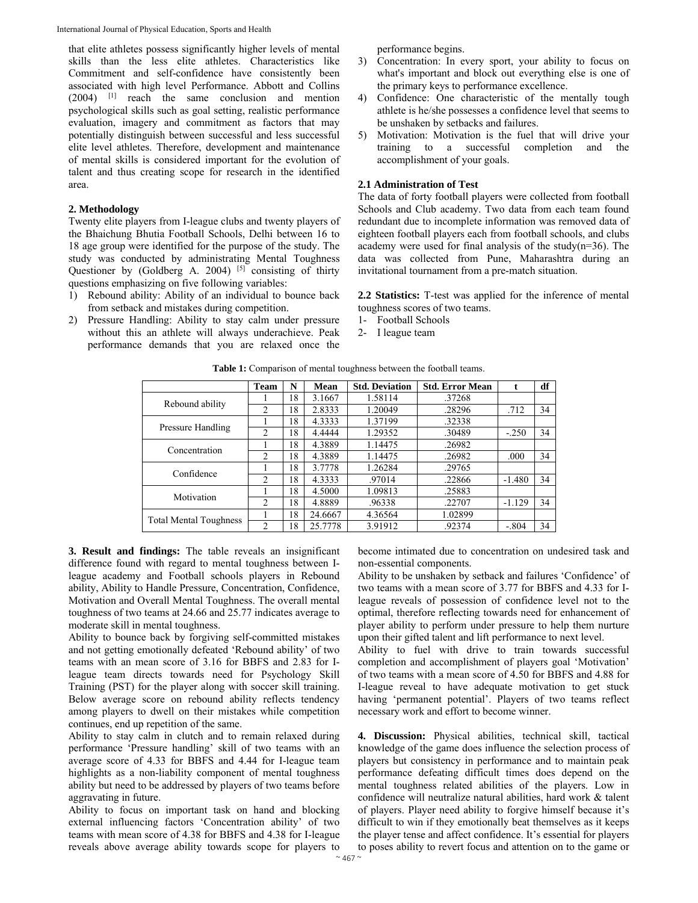that elite athletes possess significantly higher levels of mental skills than the less elite athletes. Characteristics like Commitment and self-confidence have consistently been associated with high level Performance. Abbott and Collins (2004) [1] reach the same conclusion and mention psychological skills such as goal setting, realistic performance evaluation, imagery and commitment as factors that may potentially distinguish between successful and less successful elite level athletes. Therefore, development and maintenance of mental skills is considered important for the evolution of talent and thus creating scope for research in the identified area.

## 2. Methodology

Twenty elite players from I-league clubs and twenty players of the Bhaichung Bhutia Football Schools, Delhi between 16 to 18 age group were identified for the purpose of the study. The study was conducted by administrating Mental Toughness Questioner by (Goldberg A. 2004) [5] consisting of thirty questions emphasizing on five following variables:

1) Rebound ability: Ability of an individual to bounce back from setback and mistakes during competition.
2) Pressure Handling: Ability to stay calm under pressure without this an athlete will always underachieve. Peak performance demands that you are relaxed once the performance begins.
3) Concentration: In every sport, your ability to focus on what's important and block out everything else is one of the primary keys to performance excellence.
4) Confidence: One characteristic of the mentally tough athlete is he/she possesses a confidence level that seems to be unshaken by setbacks and failures.
5) Motivation: Motivation is the fuel that will drive your training to a successful completion and the accomplishment of your goals.

### 2.1 Administration of Test

The data of forty football players were collected from football Schools and Club academy. Two data from each team found redundant due to incomplete information was removed data of eighteen football players each from football schools, and clubs academy were used for final analysis of the study(n=36). The data was collected from Pune, Maharashtra during an invitational tournament from a pre-match situation.

**2.2 Statistics:** T-test was applied for the inference of mental toughness scores of two teams.

1- Football Schools
2- I league team

**Table 1:** Comparison of mental toughness between the football teams.

| | Team | N | Mean | Std. Deviation | Std. Error Mean | t | df |
|---|---|---|---|---|---|---|---|
| Rebound ability | 1 | 18 | 3.1667 | 1.58114 | .37268 | | |
| | 2 | 18 | 2.8333 | 1.20049 | .28296 | .712 | 34 |
| Pressure Handling | 1 | 18 | 4.3333 | 1.37199 | .32338 | | |
| | 2 | 18 | 4.4444 | 1.29352 | .30489 | -.250 | 34 |
| Concentration | 1 | 18 | 4.3889 | 1.14475 | .26982 | | |
| | 2 | 18 | 4.3889 | 1.14475 | .26982 | .000 | 34 |
| Confidence | 1 | 18 | 3.7778 | 1.26284 | .29765 | | |
| | 2 | 18 | 4.3333 | .97014 | .22866 | -1.480 | 34 |
| Motivation | 1 | 18 | 4.5000 | 1.09813 | .25883 | | |
| | 2 | 18 | 4.8889 | .96338 | .22707 | -1.129 | 34 |
| Total Mental Toughness | 1 | 18 | 24.6667 | 4.36564 | 1.02899 | | |
| | 2 | 18 | 25.7778 | 3.91912 | .92374 | -.804 | 34 |

**3. Result and findings:** The table reveals an insignificant difference found with regard to mental toughness between I-league academy and Football schools players in Rebound ability, Ability to Handle Pressure, Concentration, Confidence, Motivation and Overall Mental Toughness. The overall mental toughness of two teams at 24.66 and 25.77 indicates average to moderate skill in mental toughness.

Ability to bounce back by forgiving self-committed mistakes and not getting emotionally defeated 'Rebound ability' of two teams with an mean score of 3.16 for BBFS and 2.83 for I-league team directs towards need for Psychology Skill Training (PST) for the player along with soccer skill training. Below average score on rebound ability reflects tendency among players to dwell on their mistakes while competition continues, end up repetition of the same.

Ability to stay calm in clutch and to remain relaxed during performance 'Pressure handling' skill of two teams with an average score of 4.33 for BBFS and 4.44 for I-league team highlights as a non-liability component of mental toughness ability but need to be addressed by players of two teams before aggravating in future.

Ability to focus on important task on hand and blocking external influencing factors 'Concentration ability' of two teams with mean score of 4.38 for BBFS and 4.38 for I-league reveals above average ability towards scope for players to become intimated due to concentration on undesired task and non-essential components.

Ability to be unshaken by setback and failures 'Confidence' of two teams with a mean score of 3.77 for BBFS and 4.33 for I-league reveals of possession of confidence level not to the optimal, therefore reflecting towards need for enhancement of player ability to perform under pressure to help them nurture upon their gifted talent and lift performance to next level.

Ability to fuel with drive to train towards successful completion and accomplishment of players goal 'Motivation' of two teams with a mean score of 4.50 for BBFS and 4.88 for I-league reveal to have adequate motivation to get stuck having 'permanent potential'. Players of two teams reflect necessary work and effort to become winner.

**4. Discussion:** Physical abilities, technical skill, tactical knowledge of the game does influence the selection process of players but consistency in performance and to maintain peak performance defeating difficult times does depend on the mental toughness related abilities of the players. Low in confidence will neutralize natural abilities, hard work & talent of players. Player need ability to forgive himself because it's difficult to win if they emotionally beat themselves as it keeps the player tense and affect confidence. It's essential for players to poses ability to revert focus and attention on to the game or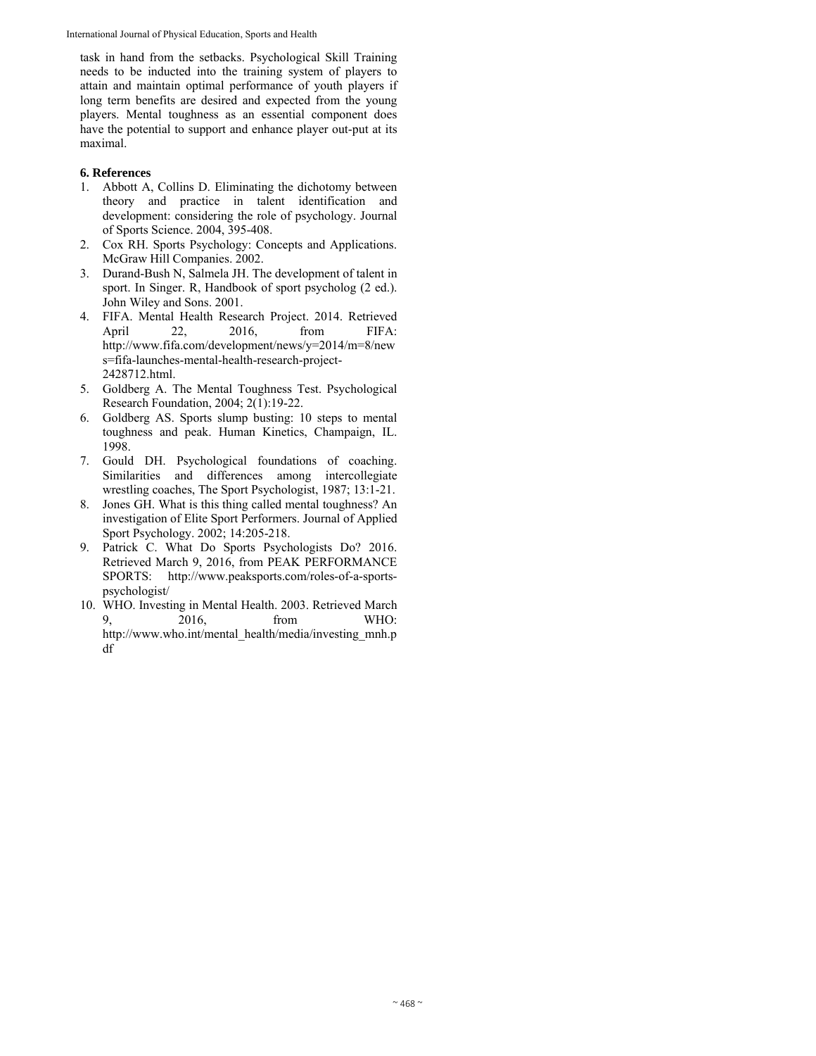task in hand from the setbacks. Psychological Skill Training needs to be inducted into the training system of players to attain and maintain optimal performance of youth players if long term benefits are desired and expected from the young players. Mental toughness as an essential component does have the potential to support and enhance player out-put at its maximal.

## 6. References

1. Abbott A, Collins D. Eliminating the dichotomy between theory and practice in talent identification and development: considering the role of psychology. Journal of Sports Science. 2004, 395-408.
2. Cox RH. Sports Psychology: Concepts and Applications. McGraw Hill Companies. 2002.
3. Durand-Bush N, Salmela JH. The development of talent in sport. In Singer. R, Handbook of sport psycholog (2 ed.). John Wiley and Sons. 2001.
4. FIFA. Mental Health Research Project. 2014. Retrieved April 22, 2016, from FIFA: http://www.fifa.com/development/news/y=2014/m=8/news=fifa-launches-mental-health-research-project-2428712.html.
5. Goldberg A. The Mental Toughness Test. Psychological Research Foundation, 2004; 2(1):19-22.
6. Goldberg AS. Sports slump busting: 10 steps to mental toughness and peak. Human Kinetics, Champaign, IL. 1998.
7. Gould DH. Psychological foundations of coaching. Similarities and differences among intercollegiate wrestling coaches, The Sport Psychologist, 1987; 13:1-21.
8. Jones GH. What is this thing called mental toughness? An investigation of Elite Sport Performers. Journal of Applied Sport Psychology. 2002; 14:205-218.
9. Patrick C. What Do Sports Psychologists Do? 2016. Retrieved March 9, 2016, from PEAK PERFORMANCE SPORTS: http://www.peaksports.com/roles-of-a-sports-psychologist/
10. WHO. Investing in Mental Health. 2003. Retrieved March 9, 2016, from WHO: http://www.who.int/mental_health/media/investing_mnh.pdf